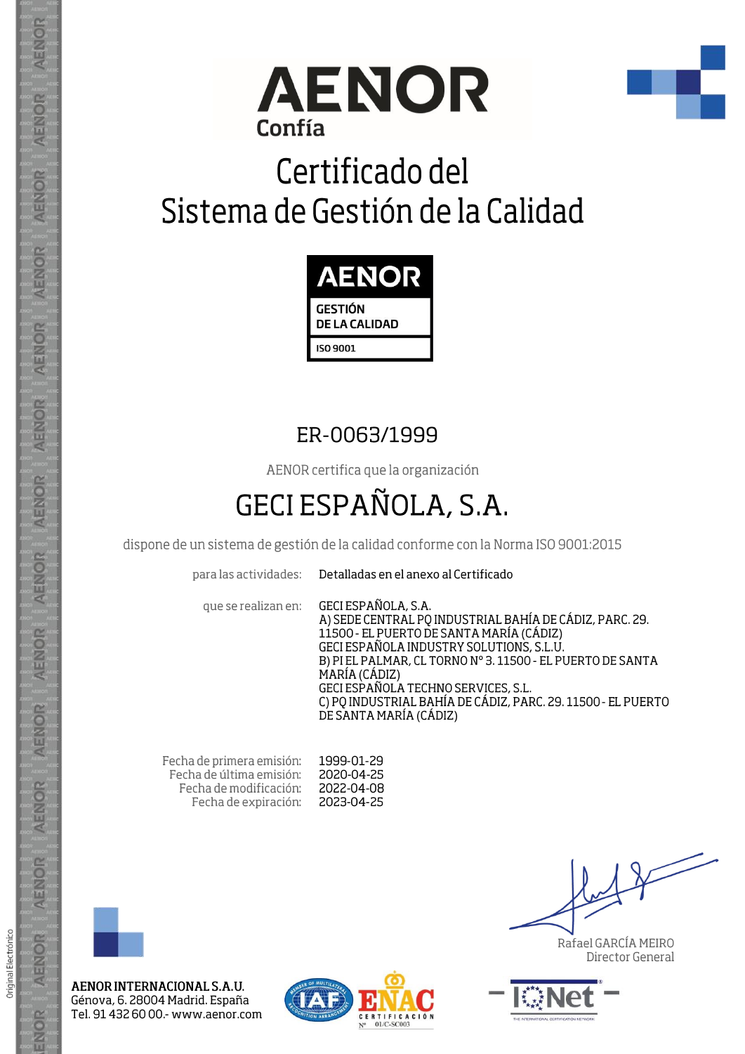AENOR

Confía

# Certificado del Sistema de Gestión de la Calidad

AENOR

GESTIÓN DE LA CALIDAD

ISO 9001

## ER-0063/1999

AENOR certifica que la organización

## GECI ESPAÑOLA, S.A.

dispone de un sistema de gestión de la calidad conforme con la Norma ISO 9001:2015

para las actividades: Detalladas en el anexo al Certificado

que se realizan en: GECI ESPAÑOLA, S.A.
A) SEDE CENTRAL PQ INDUSTRIAL BAHÍA DE CÁDIZ, PARC. 29. 11500 - EL PUERTO DE SANTA MARÍA (CÁDIZ)
GECI ESPAÑOLA INDUSTRY SOLUTIONS, S.L.U.
B) PI EL PALMAR, CL TORNO Nº 3. 11500 - EL PUERTO DE SANTA MARÍA (CÁDIZ)
GECI ESPAÑOLA TECHNO SERVICES, S.L.
C) PQ INDUSTRIAL BAHÍA DE CÁDIZ, PARC. 29. 11500 - EL PUERTO DE SANTA MARÍA (CÁDIZ)

Fecha de primera emisión: 1999-01-29
Fecha de última emisión: 2020-04-25
Fecha de modificación: 2022-04-08
Fecha de expiración: 2023-04-25

Rafael GARCÍA MEIRO
Director General

AENOR INTERNACIONAL S.A.U.
Génova, 6. 28004 Madrid. España
Tel. 91 432 60 00.- www.aenor.com

ENAC CERTIFICACIÓN Nº 01/C-SC003

IQNet

Original Electrónico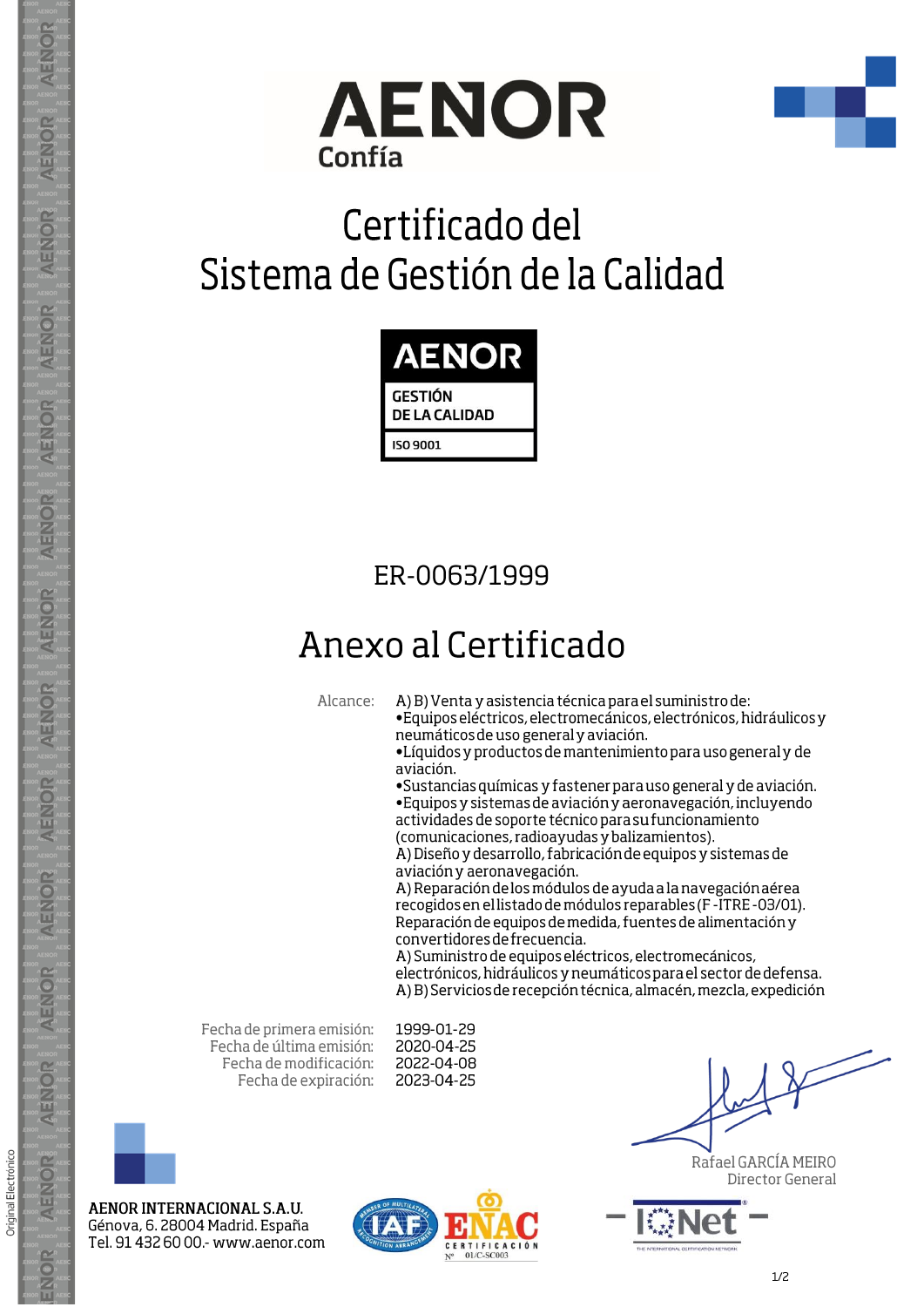AENOR
Confía

# Certificado del Sistema de Gestión de la Calidad

AENOR
GESTIÓN DE LA CALIDAD
ISO 9001

ER-0063/1999

## Anexo al Certificado

Alcance: A) B) Venta y asistencia técnica para el suministro de:
•Equipos eléctricos, electromecánicos, electrónicos, hidráulicos y neumáticos de uso general y aviación.
•Líquidos y productos de mantenimiento para uso general y de aviación.
•Sustancias químicas y fastener para uso general y de aviación.
•Equipos y sistemas de aviación y aeronavegación, incluyendo actividades de soporte técnico para su funcionamiento (comunicaciones, radioayudas y balizamientos).
A) Diseño y desarrollo, fabricación de equipos y sistemas de aviación y aeronavegación.
A) Reparación de los módulos de ayuda a la navegación aérea recogidos en el listado de módulos reparables (F -ITRE-03/01). Reparación de equipos de medida, fuentes de alimentación y convertidores de frecuencia.
A) Suministro de equipos eléctricos, electromecánicos, electrónicos, hidráulicos y neumáticos para el sector de defensa.
A) B) Servicios de recepción técnica, almacén, mezcla, expedición

Fecha de primera emisión: 1999-01-29
Fecha de última emisión: 2020-04-25
Fecha de modificación: 2022-04-08
Fecha de expiración: 2023-04-25

Rafael GARCÍA MEIRO
Director General

AENOR INTERNACIONAL S.A.U.
Génova, 6. 28004 Madrid. España
Tel. 91 432 60 00.- www.aenor.com

ENAC CERTIFICACIÓN Nº 01/C-SC003

IQNet

Original Electrónico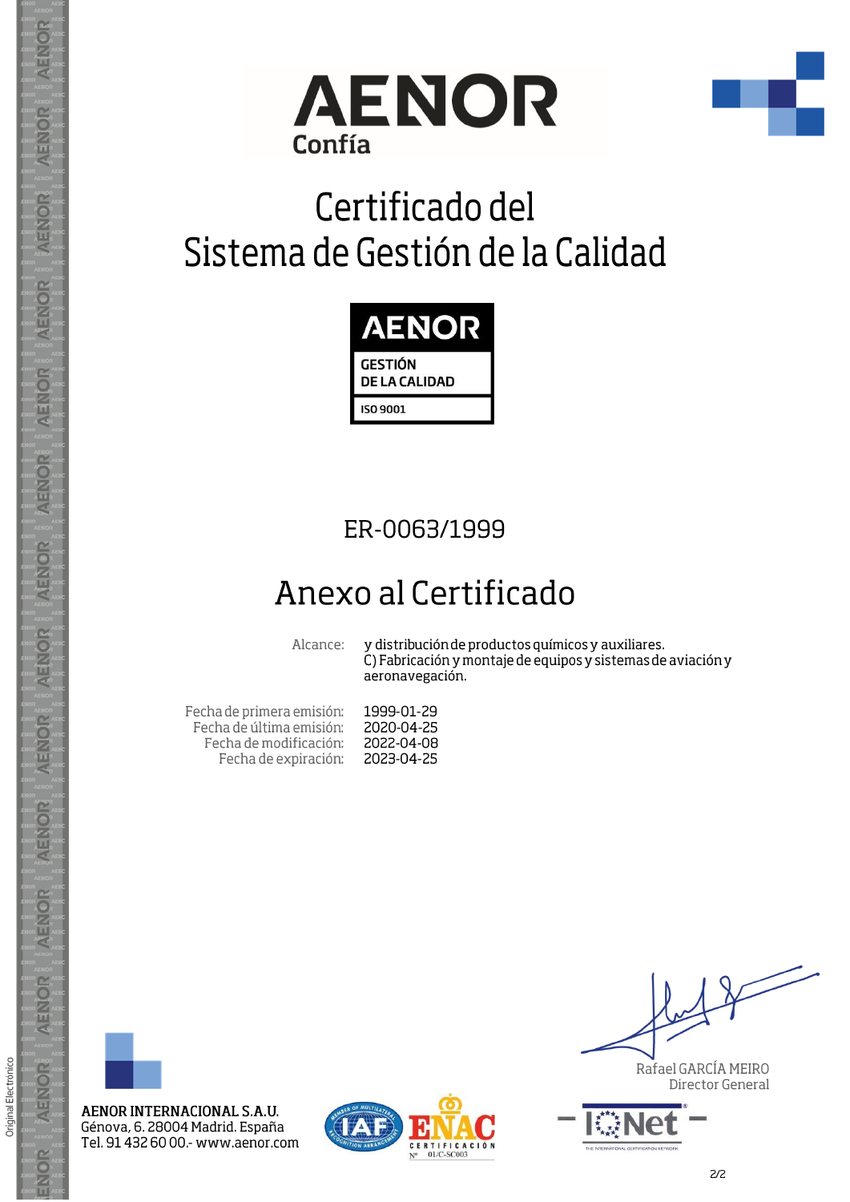AENOR
Confía

# Certificado del Sistema de Gestión de la Calidad

**AENOR**
GESTIÓN DE LA CALIDAD
ISO 9001

ER-0063/1999

## Anexo al Certificado

| | |
|---|---|
| Alcance: | y distribución de productos químicos y auxiliares. C) Fabricación y montaje de equipos y sistemas de aviación y aeronavegación. |
| Fecha de primera emisión: | 1999-01-29 |
| Fecha de última emisión: | 2020-04-25 |
| Fecha de modificación: | 2022-04-08 |
| Fecha de expiración: | 2023-04-25 |

Rafael GARCÍA MEIRO
Director General

AENOR INTERNACIONAL S.A.U.
Génova, 6. 28004 Madrid. España
Tel. 91 432 60 00.- www.aenor.com

ENAC CERTIFICACIÓN Nº 01/C-SC003

Original Electrónico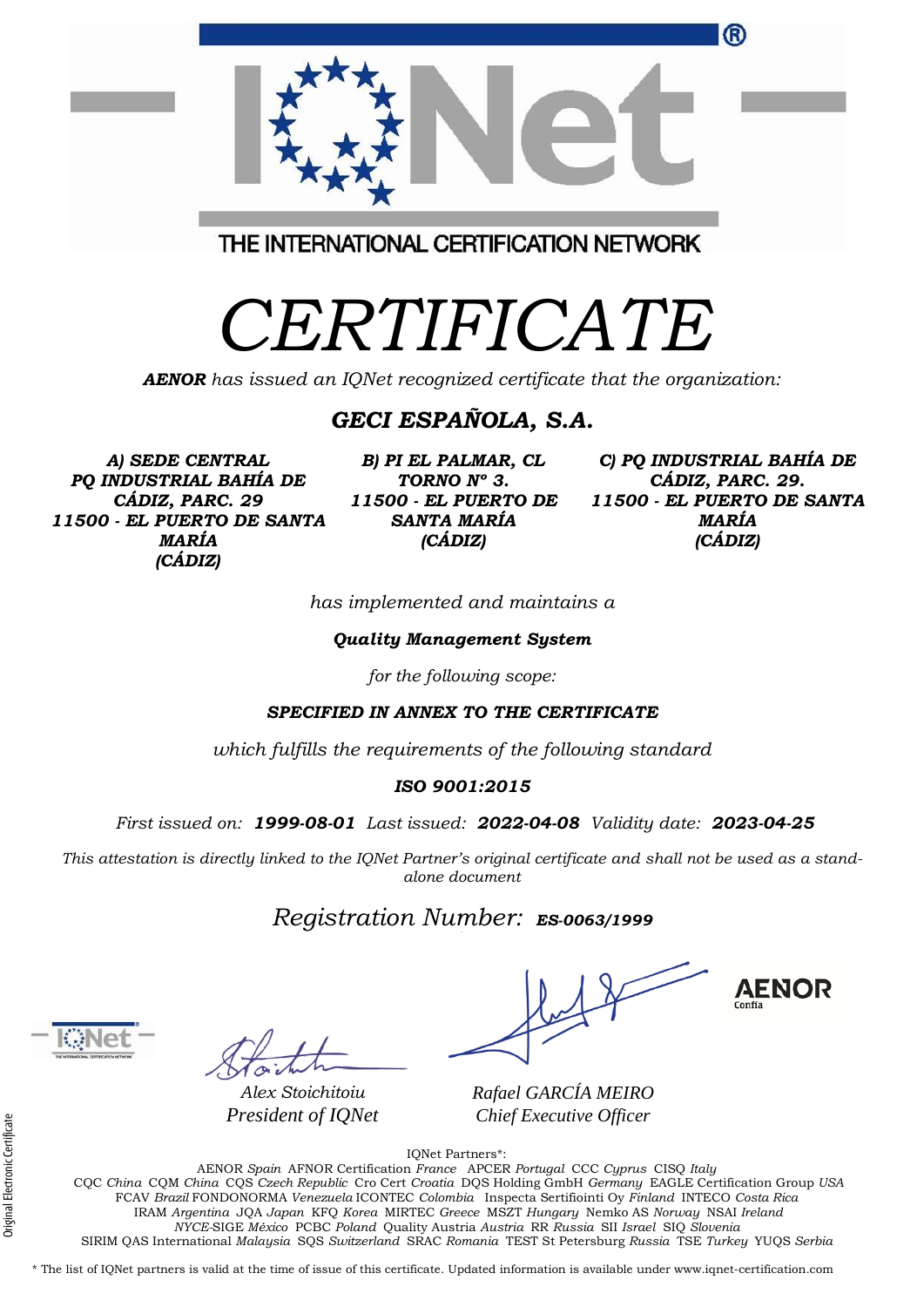THE INTERNATIONAL CERTIFICATION NETWORK

# CERTIFICATE

***AENOR*** *has issued an IQNet recognized certificate that the organization:*

## ***GECI ESPAÑOLA, S.A.***

***A) SEDE CENTRAL PQ INDUSTRIAL BAHÍA DE CÁDIZ, PARC. 29 11500 - EL PUERTO DE SANTA MARÍA (CÁDIZ)***

***B) PI EL PALMAR, CL TORNO Nº 3. 11500 - EL PUERTO DE SANTA MARÍA (CÁDIZ)***

***C) PQ INDUSTRIAL BAHÍA DE CÁDIZ, PARC. 29. 11500 - EL PUERTO DE SANTA MARÍA (CÁDIZ)***

*has implemented and maintains a*

***Quality Management System***

*for the following scope:*

***SPECIFIED IN ANNEX TO THE CERTIFICATE***

*which fulfills the requirements of the following standard*

***ISO 9001:2015***

*First issued on:* ***1999-08-01*** *Last issued:* ***2022-04-08*** *Validity date:* ***2023-04-25***

*This attestation is directly linked to the IQNet Partner's original certificate and shall not be used as a stand-alone document*

*Registration Number:* ***ES-0063/1999***

*Alex Stoichitoiu*
*President of IQNet*

*Rafael GARCÍA MEIRO*
*Chief Executive Officer*

AENOR Confía

Original Electronic Certificate

IQNet Partners*:

AENOR *Spain* AFNOR Certification *France* APCER *Portugal* CCC *Cyprus* CISQ *Italy*
CQC *China* CQM *China* CQS *Czech Republic* Cro Cert *Croatia* DQS Holding GmbH *Germany* EAGLE Certification Group *USA*
FCAV *Brazil* FONDONORMA *Venezuela* ICONTEC *Colombia* Inspecta Sertifiointi Oy *Finland* INTECO *Costa Rica*
IRAM *Argentina* JQA *Japan* KFQ *Korea* MIRTEC *Greece* MSZT *Hungary* Nemko AS *Norway* NSAI *Ireland*
*NYCE*-SIGE *México* PCBC *Poland* Quality Austria *Austria* RR *Russia* SII *Israel* SIQ *Slovenia*
SIRIM QAS International *Malaysia* SQS *Switzerland* SRAC *Romania* TEST St Petersburg *Russia* TSE *Turkey* YUQS *Serbia*

\* The list of IQNet partners is valid at the time of issue of this certificate. Updated information is available under www.iqnet-certification.com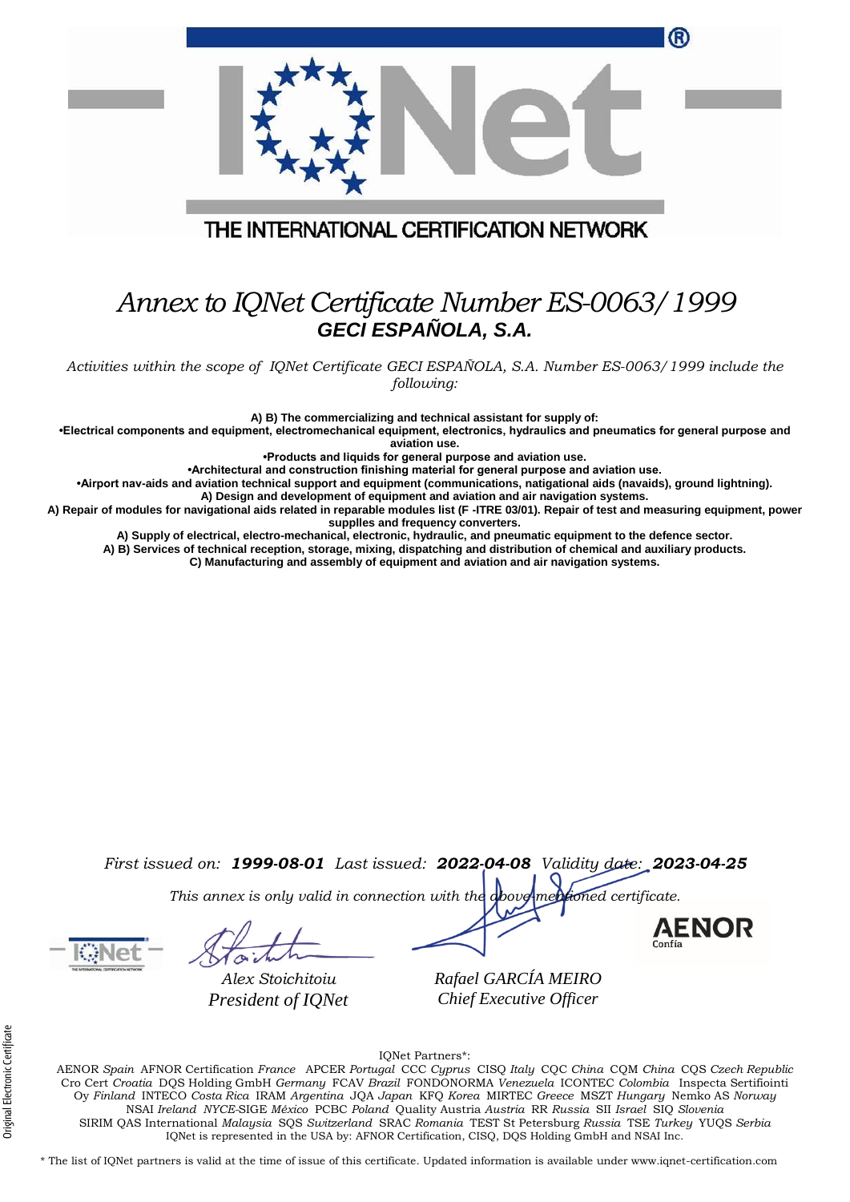THE INTERNATIONAL CERTIFICATION NETWORK

# *Annex to IQNet Certificate Number ES-0063/1999*

## GECI ESPAÑOLA, S.A.

*Activities within the scope of IQNet Certificate GECI ESPAÑOLA, S.A. Number ES-0063/1999 include the following:*

**A) B) The commercializing and technical assistant for supply of:**
**•Electrical components and equipment, electromechanical equipment, electronics, hydraulics and pneumatics for general purpose and aviation use.**
**•Products and liquids for general purpose and aviation use.**
**•Architectural and construction finishing material for general purpose and aviation use.**
**•Airport nav-aids and aviation technical support and equipment (communications, natigational aids (navaids), ground lightning).**
**A) Design and development of equipment and aviation and air navigation systems.**
**A) Repair of modules for navigational aids related in reparable modules list (F -ITRE 03/01). Repair of test and measuring equipment, power supplles and frequency converters.**
**A) Supply of electrical, electro-mechanical, electronic, hydraulic, and pneumatic equipment to the defence sector.**
**A) B) Services of technical reception, storage, mixing, dispatching and distribution of chemical and auxiliary products.**
**C) Manufacturing and assembly of equipment and aviation and air navigation systems.**

*First issued on:* ***1999-08-01*** *Last issued:* ***2022-04-08*** *Validity date:* ***2023-04-25***

*This annex is only valid in connection with the above-mentioned certificate.*

*Alex Stoichitoiu*
*President of IQNet*

*Rafael GARCÍA MEIRO*
*Chief Executive Officer*

AENOR Confía

IQNet Partners*:

AENOR *Spain* AFNOR Certification *France* APCER *Portugal* CCC *Cyprus* CISQ *Italy* CQC *China* CQM *China* CQS *Czech Republic* Cro Cert *Croatia* DQS Holding GmbH *Germany* FCAV *Brazil* FONDONORMA *Venezuela* ICONTEC *Colombia* Inspecta Sertifiointi Oy *Finland* INTECO *Costa Rica* IRAM *Argentina* JQA *Japan* KFQ *Korea* MIRTEC *Greece* MSZT *Hungary* Nemko AS *Norway* NSAI *Ireland* *NYCE*-SIGE *México* PCBC *Poland* Quality Austria *Austria* RR *Russia* SII *Israel* SIQ *Slovenia* SIRIM QAS International *Malaysia* SQS *Switzerland* SRAC *Romania* TEST St Petersburg *Russia* TSE *Turkey* YUQS *Serbia*
IQNet is represented in the USA by: AFNOR Certification, CISQ, DQS Holding GmbH and NSAI Inc.

\* The list of IQNet partners is valid at the time of issue of this certificate. Updated information is available under www.iqnet-certification.com

Original Electronic Certificate